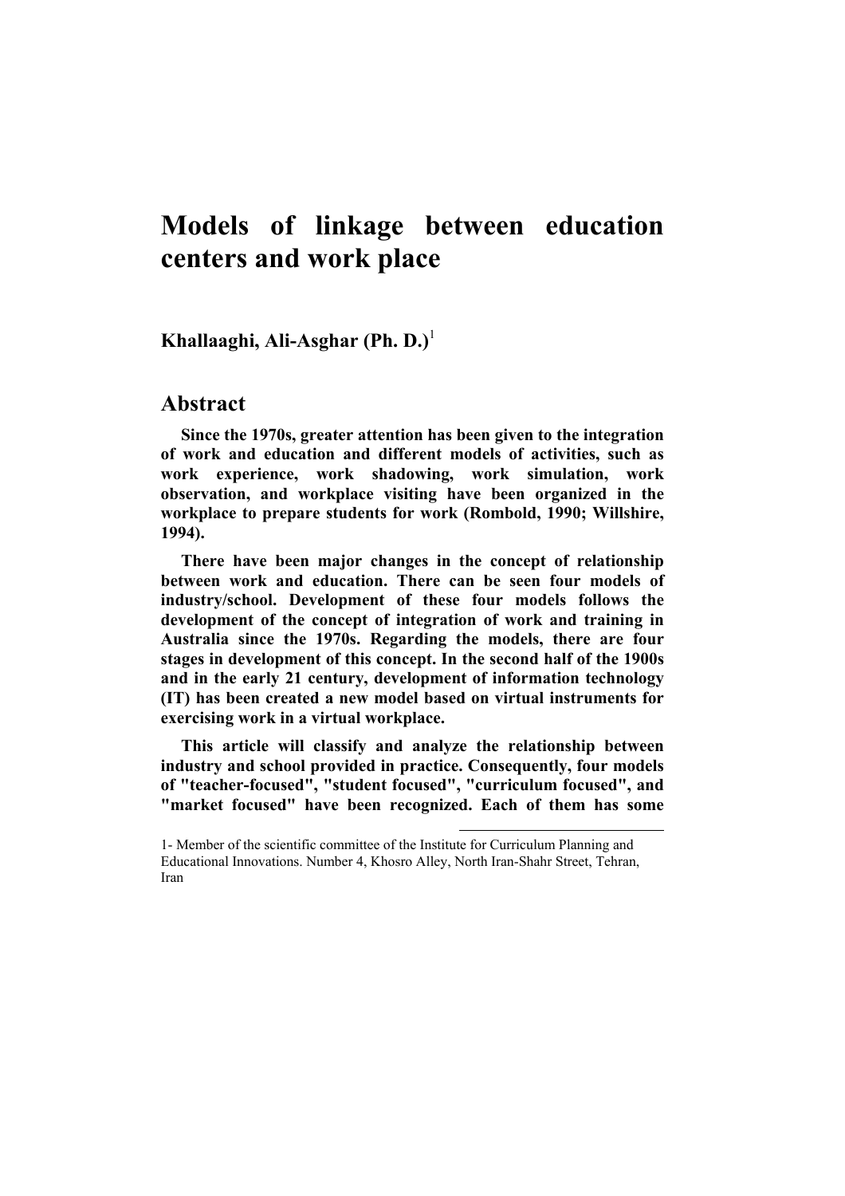# Models of linkage between education centers and work place

**Khallaaghi, Ali-Asghar (Ph. D.)**[1]

## Abstract

**Since the 1970s, greater attention has been given to the integration of work and education and different models of activities, such as work experience, work shadowing, work simulation, work observation, and workplace visiting have been organized in the workplace to prepare students for work (Rombold, 1990; Willshire, 1994).**

**There have been major changes in the concept of relationship between work and education. There can be seen four models of industry/school. Development of these four models follows the development of the concept of integration of work and training in Australia since the 1970s. Regarding the models, there are four stages in development of this concept. In the second half of the 1900s and in the early 21 century, development of information technology (IT) has been created a new model based on virtual instruments for exercising work in a virtual workplace.**

**This article will classify and analyze the relationship between industry and school provided in practice. Consequently, four models of "teacher-focused", "student focused", "curriculum focused", and "market focused" have been recognized. Each of them has some**

---

1- Member of the scientific committee of the Institute for Curriculum Planning and Educational Innovations. Number 4, Khosro Alley, North Iran-Shahr Street, Tehran, Iran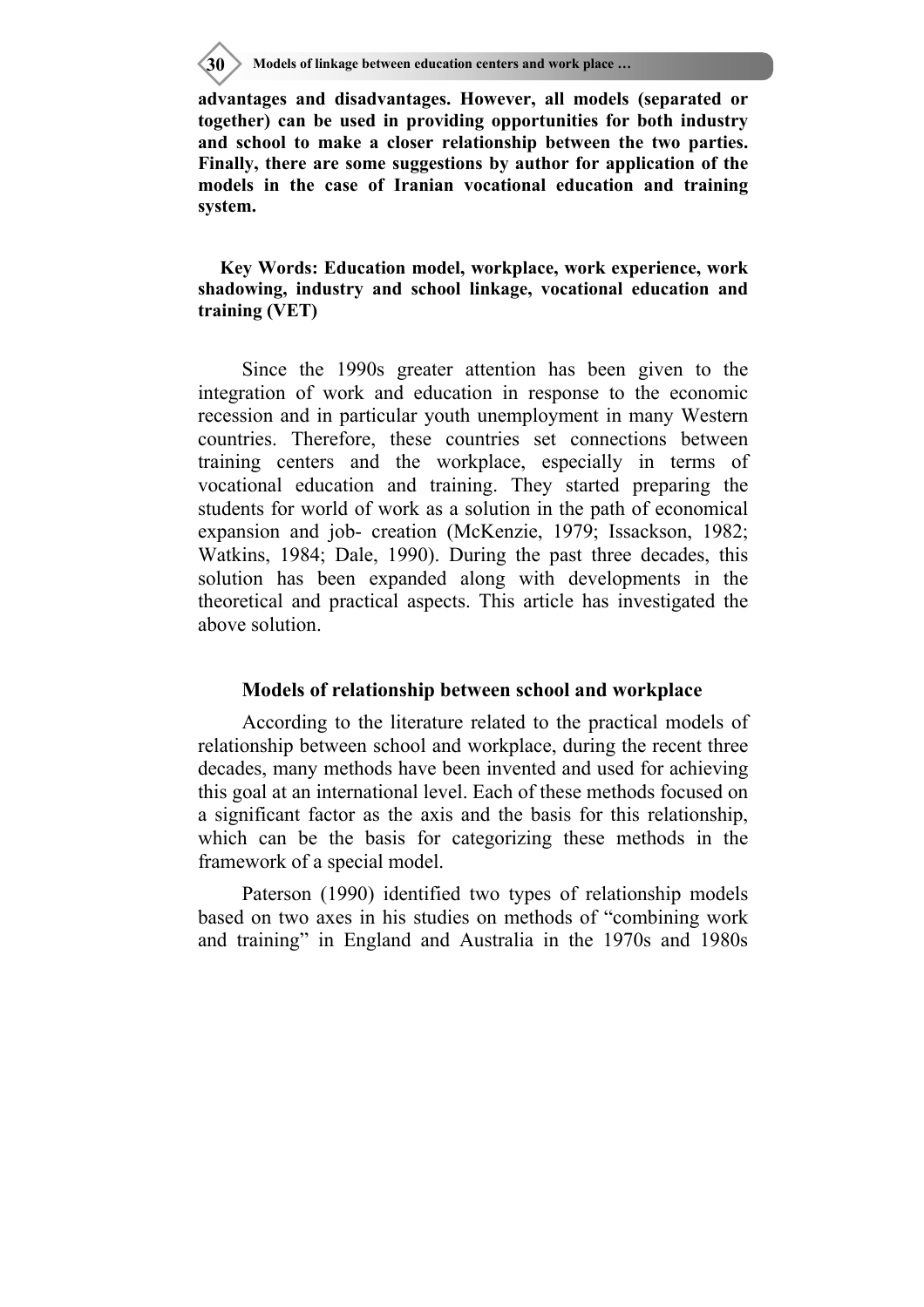**advantages and disadvantages. However, all models (separated or together) can be used in providing opportunities for both industry and school to make a closer relationship between the two parties. Finally, there are some suggestions by author for application of the models in the case of Iranian vocational education and training system.**

**Key Words: Education model, workplace, work experience, work shadowing, industry and school linkage, vocational education and training (VET)**

Since the 1990s greater attention has been given to the integration of work and education in response to the economic recession and in particular youth unemployment in many Western countries. Therefore, these countries set connections between training centers and the workplace, especially in terms of vocational education and training. They started preparing the students for world of work as a solution in the path of economical expansion and job- creation (McKenzie, 1979; Issackson, 1982; Watkins, 1984; Dale, 1990). During the past three decades, this solution has been expanded along with developments in the theoretical and practical aspects. This article has investigated the above solution.

## Models of relationship between school and workplace

According to the literature related to the practical models of relationship between school and workplace, during the recent three decades, many methods have been invented and used for achieving this goal at an international level. Each of these methods focused on a significant factor as the axis and the basis for this relationship, which can be the basis for categorizing these methods in the framework of a special model.

Paterson (1990) identified two types of relationship models based on two axes in his studies on methods of "combining work and training" in England and Australia in the 1970s and 1980s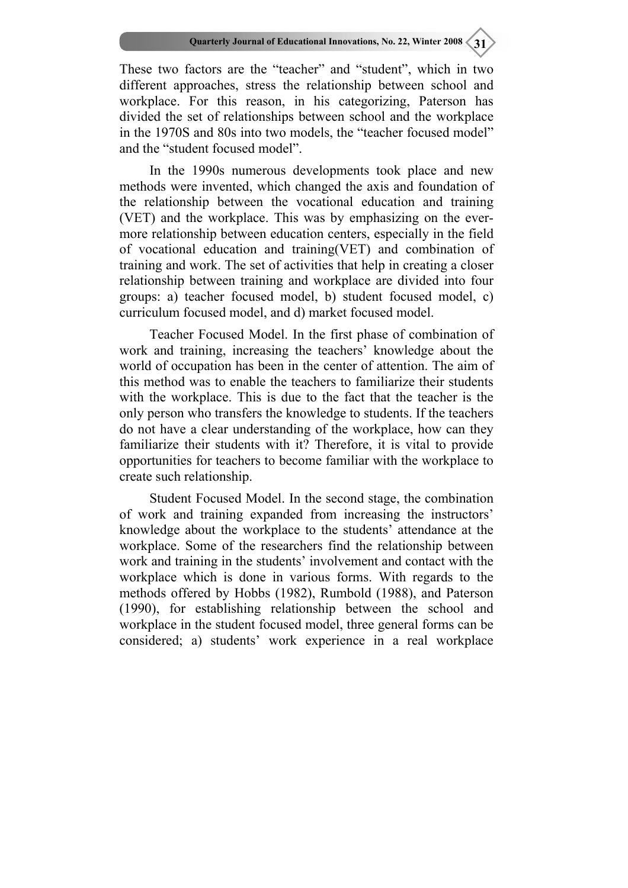These two factors are the "teacher" and "student", which in two different approaches, stress the relationship between school and workplace. For this reason, in his categorizing, Paterson has divided the set of relationships between school and the workplace in the 1970S and 80s into two models, the "teacher focused model" and the "student focused model".

In the 1990s numerous developments took place and new methods were invented, which changed the axis and foundation of the relationship between the vocational education and training (VET) and the workplace. This was by emphasizing on the ever-more relationship between education centers, especially in the field of vocational education and training(VET) and combination of training and work. The set of activities that help in creating a closer relationship between training and workplace are divided into four groups: a) teacher focused model, b) student focused model, c) curriculum focused model, and d) market focused model.

Teacher Focused Model. In the first phase of combination of work and training, increasing the teachers' knowledge about the world of occupation has been in the center of attention. The aim of this method was to enable the teachers to familiarize their students with the workplace. This is due to the fact that the teacher is the only person who transfers the knowledge to students. If the teachers do not have a clear understanding of the workplace, how can they familiarize their students with it? Therefore, it is vital to provide opportunities for teachers to become familiar with the workplace to create such relationship.

Student Focused Model. In the second stage, the combination of work and training expanded from increasing the instructors' knowledge about the workplace to the students' attendance at the workplace. Some of the researchers find the relationship between work and training in the students' involvement and contact with the workplace which is done in various forms. With regards to the methods offered by Hobbs (1982), Rumbold (1988), and Paterson (1990), for establishing relationship between the school and workplace in the student focused model, three general forms can be considered; a) students' work experience in a real workplace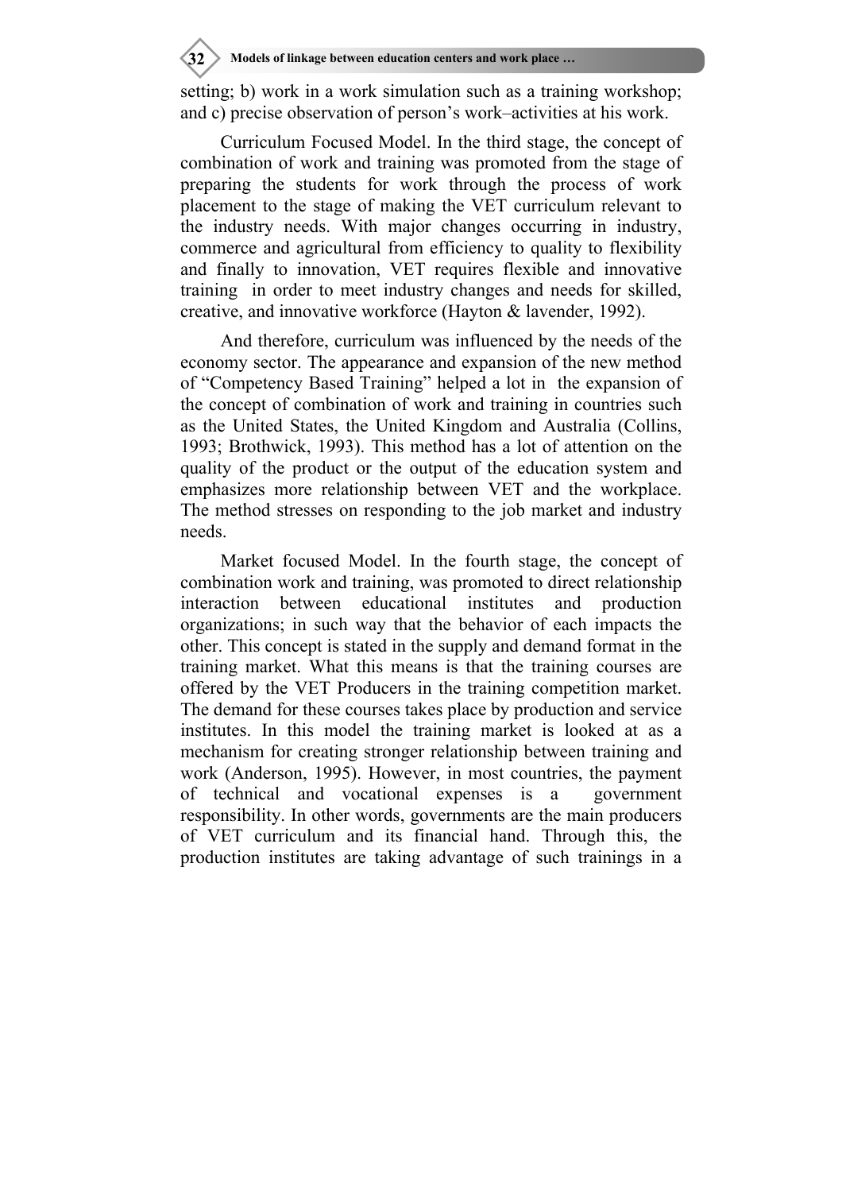setting; b) work in a work simulation such as a training workshop; and c) precise observation of person's work–activities at his work.

Curriculum Focused Model. In the third stage, the concept of combination of work and training was promoted from the stage of preparing the students for work through the process of work placement to the stage of making the VET curriculum relevant to the industry needs. With major changes occurring in industry, commerce and agricultural from efficiency to quality to flexibility and finally to innovation, VET requires flexible and innovative training in order to meet industry changes and needs for skilled, creative, and innovative workforce (Hayton & lavender, 1992).

And therefore, curriculum was influenced by the needs of the economy sector. The appearance and expansion of the new method of "Competency Based Training" helped a lot in the expansion of the concept of combination of work and training in countries such as the United States, the United Kingdom and Australia (Collins, 1993; Brothwick, 1993). This method has a lot of attention on the quality of the product or the output of the education system and emphasizes more relationship between VET and the workplace. The method stresses on responding to the job market and industry needs.

Market focused Model. In the fourth stage, the concept of combination work and training, was promoted to direct relationship interaction between educational institutes and production organizations; in such way that the behavior of each impacts the other. This concept is stated in the supply and demand format in the training market. What this means is that the training courses are offered by the VET Producers in the training competition market. The demand for these courses takes place by production and service institutes. In this model the training market is looked at as a mechanism for creating stronger relationship between training and work (Anderson, 1995). However, in most countries, the payment of technical and vocational expenses is a government responsibility. In other words, governments are the main producers of VET curriculum and its financial hand. Through this, the production institutes are taking advantage of such trainings in a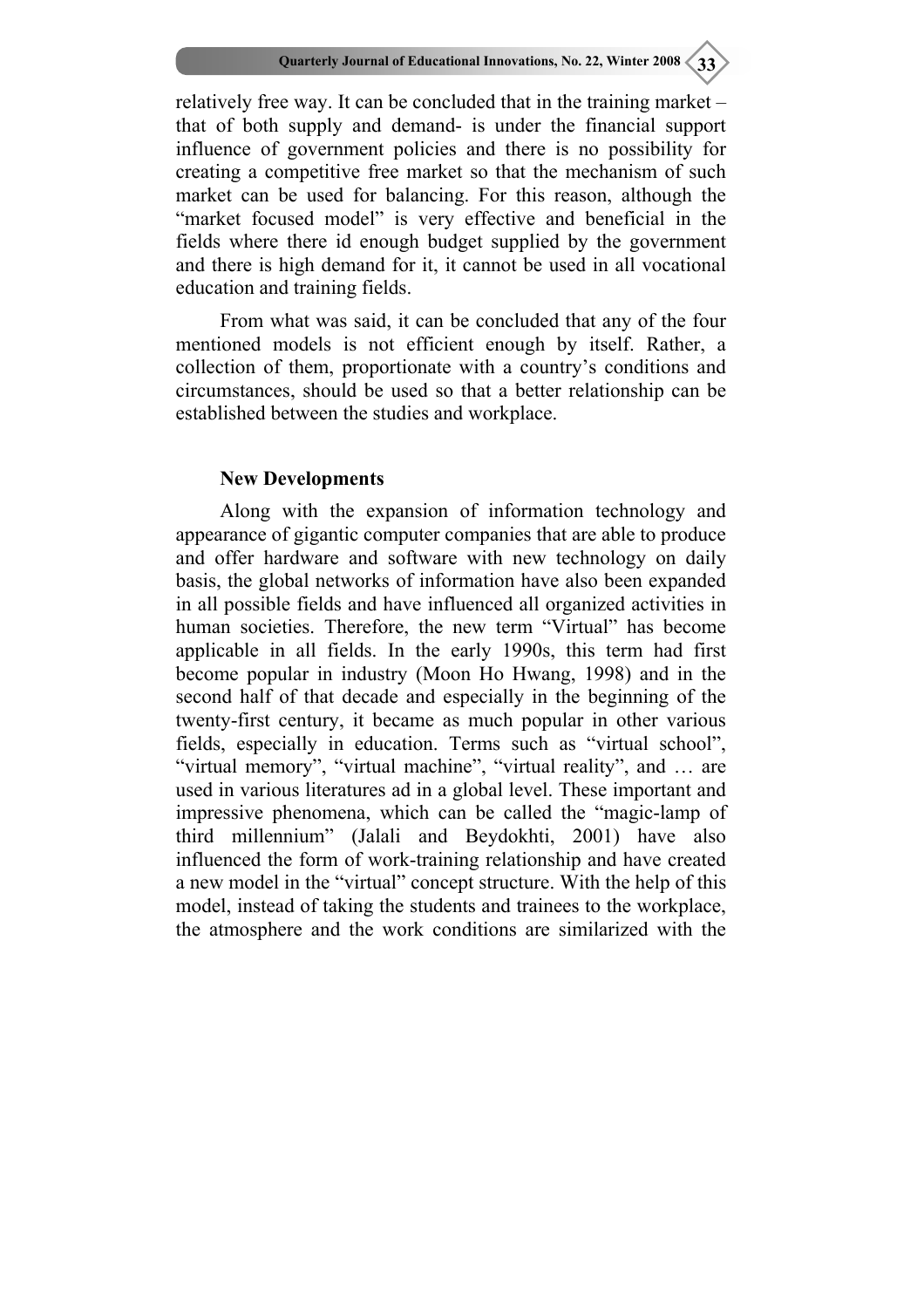relatively free way. It can be concluded that in the training market – that of both supply and demand- is under the financial support influence of government policies and there is no possibility for creating a competitive free market so that the mechanism of such market can be used for balancing. For this reason, although the "market focused model" is very effective and beneficial in the fields where there id enough budget supplied by the government and there is high demand for it, it cannot be used in all vocational education and training fields.

From what was said, it can be concluded that any of the four mentioned models is not efficient enough by itself. Rather, a collection of them, proportionate with a country's conditions and circumstances, should be used so that a better relationship can be established between the studies and workplace.

### New Developments

Along with the expansion of information technology and appearance of gigantic computer companies that are able to produce and offer hardware and software with new technology on daily basis, the global networks of information have also been expanded in all possible fields and have influenced all organized activities in human societies. Therefore, the new term "Virtual" has become applicable in all fields. In the early 1990s, this term had first become popular in industry (Moon Ho Hwang, 1998) and in the second half of that decade and especially in the beginning of the twenty-first century, it became as much popular in other various fields, especially in education. Terms such as "virtual school", "virtual memory", "virtual machine", "virtual reality", and … are used in various literatures ad in a global level. These important and impressive phenomena, which can be called the "magic-lamp of third millennium" (Jalali and Beydokhti, 2001) have also influenced the form of work-training relationship and have created a new model in the "virtual" concept structure. With the help of this model, instead of taking the students and trainees to the workplace, the atmosphere and the work conditions are similarized with the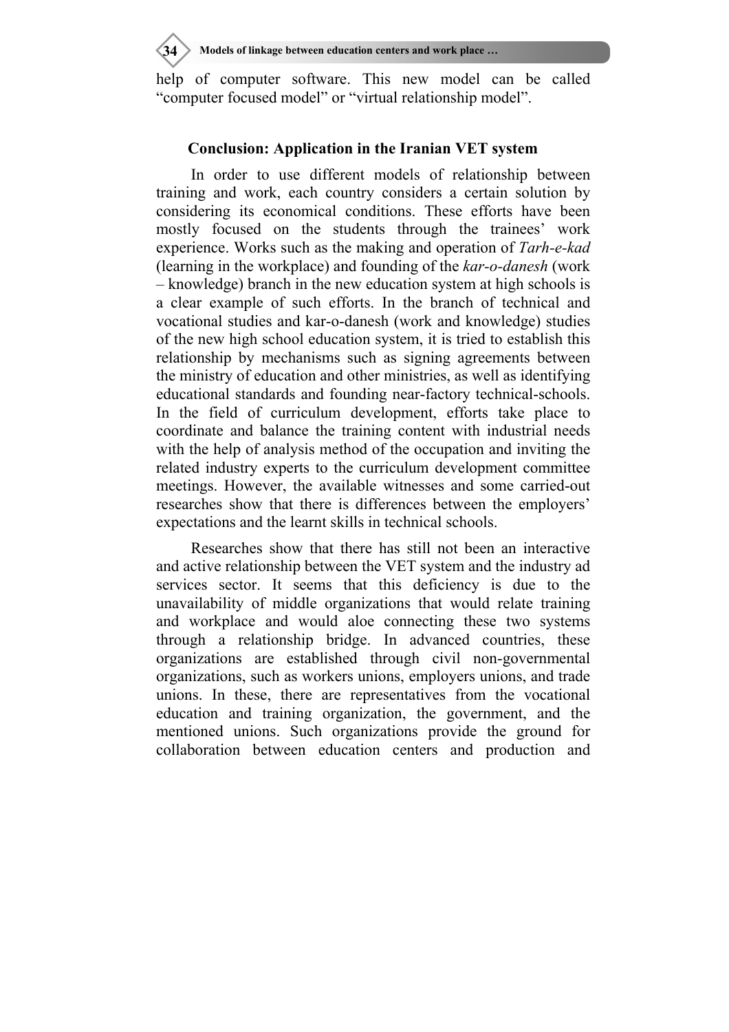help of computer software. This new model can be called "computer focused model" or "virtual relationship model".

## Conclusion: Application in the Iranian VET system

In order to use different models of relationship between training and work, each country considers a certain solution by considering its economical conditions. These efforts have been mostly focused on the students through the trainees' work experience. Works such as the making and operation of *Tarh-e-kad* (learning in the workplace) and founding of the *kar-o-danesh* (work – knowledge) branch in the new education system at high schools is a clear example of such efforts. In the branch of technical and vocational studies and kar-o-danesh (work and knowledge) studies of the new high school education system, it is tried to establish this relationship by mechanisms such as signing agreements between the ministry of education and other ministries, as well as identifying educational standards and founding near-factory technical-schools. In the field of curriculum development, efforts take place to coordinate and balance the training content with industrial needs with the help of analysis method of the occupation and inviting the related industry experts to the curriculum development committee meetings. However, the available witnesses and some carried-out researches show that there is differences between the employers' expectations and the learnt skills in technical schools.

Researches show that there has still not been an interactive and active relationship between the VET system and the industry ad services sector. It seems that this deficiency is due to the unavailability of middle organizations that would relate training and workplace and would aloe connecting these two systems through a relationship bridge. In advanced countries, these organizations are established through civil non-governmental organizations, such as workers unions, employers unions, and trade unions. In these, there are representatives from the vocational education and training organization, the government, and the mentioned unions. Such organizations provide the ground for collaboration between education centers and production and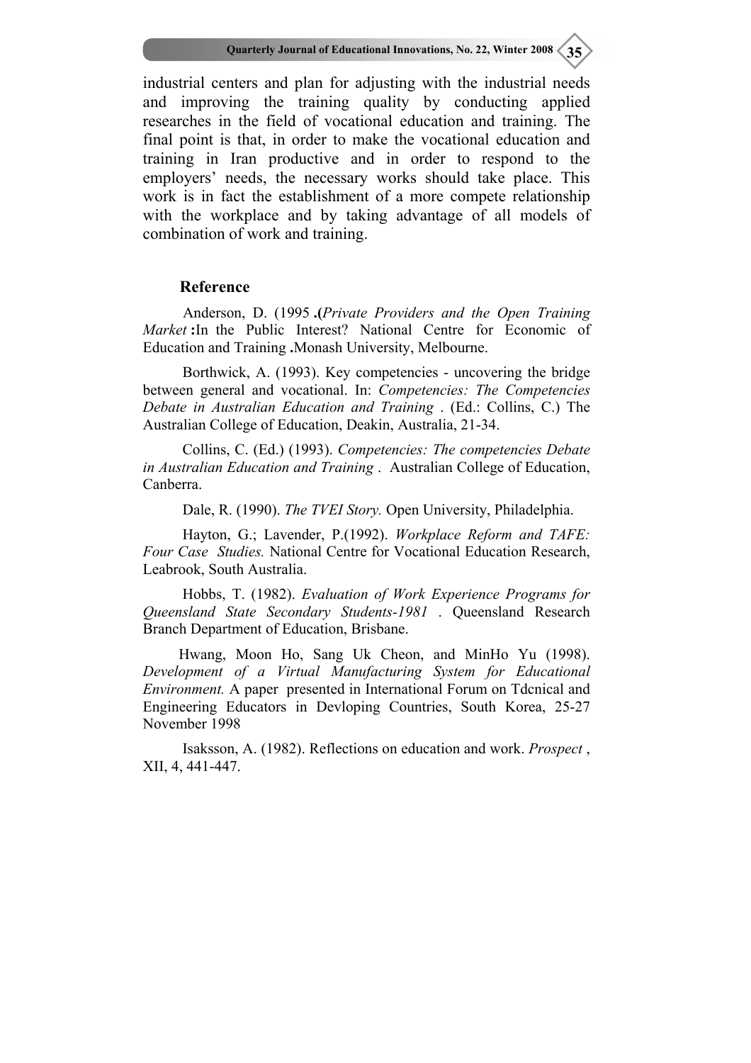industrial centers and plan for adjusting with the industrial needs and improving the training quality by conducting applied researches in the field of vocational education and training. The final point is that, in order to make the vocational education and training in Iran productive and in order to respond to the employers' needs, the necessary works should take place. This work is in fact the establishment of a more compete relationship with the workplace and by taking advantage of all models of combination of work and training.

## Reference

Anderson, D. (1995 **.(***Private Providers and the Open Training Market* **:**In the Public Interest? National Centre for Economic of Education and Training **.**Monash University, Melbourne.

Borthwick, A. (1993). Key competencies - uncovering the bridge between general and vocational. In: *Competencies: The Competencies Debate in Australian Education and Training* . (Ed.: Collins, C.) The Australian College of Education, Deakin, Australia, 21-34.

Collins, C. (Ed.) (1993). *Competencies: The competencies Debate in Australian Education and Training* . Australian College of Education, Canberra.

Dale, R. (1990). *The TVEI Story.* Open University, Philadelphia.

Hayton, G.; Lavender, P.(1992). *Workplace Reform and TAFE: Four Case Studies.* National Centre for Vocational Education Research, Leabrook, South Australia.

Hobbs, T. (1982). *Evaluation of Work Experience Programs for Queensland State Secondary Students-1981* . Queensland Research Branch Department of Education, Brisbane.

Hwang, Moon Ho, Sang Uk Cheon, and MinHo Yu (1998). *Development of a Virtual Manufacturing System for Educational Environment.* A paper presented in International Forum on Tdcnical and Engineering Educators in Devloping Countries, South Korea, 25-27 November 1998

Isaksson, A. (1982). Reflections on education and work. *Prospect* , XII, 4, 441-447.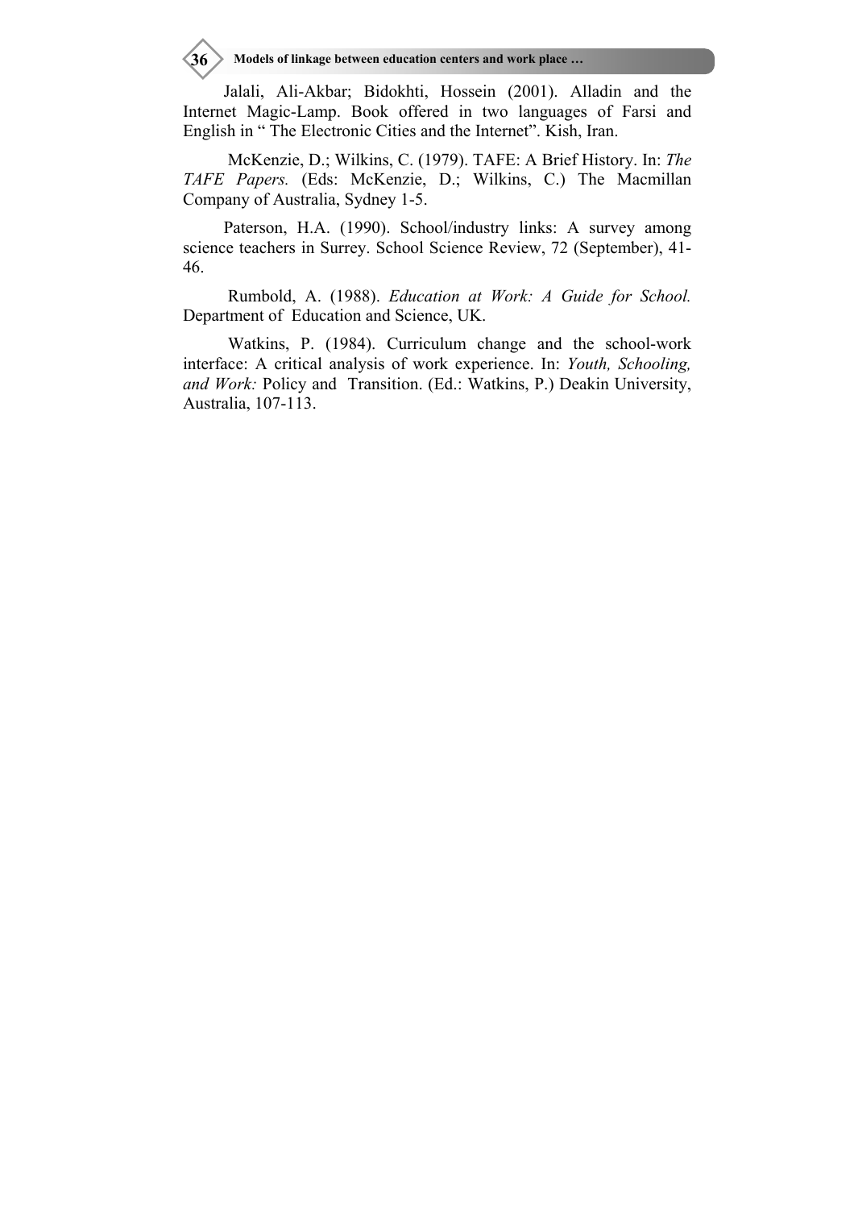Jalali, Ali-Akbar; Bidokhti, Hossein (2001). Alladin and the Internet Magic-Lamp. Book offered in two languages of Farsi and English in " The Electronic Cities and the Internet". Kish, Iran.

McKenzie, D.; Wilkins, C. (1979). TAFE: A Brief History. In: *The TAFE Papers.* (Eds: McKenzie, D.; Wilkins, C.) The Macmillan Company of Australia, Sydney 1-5.

Paterson, H.A. (1990). School/industry links: A survey among science teachers in Surrey. School Science Review, 72 (September), 41-46.

Rumbold, A. (1988). *Education at Work: A Guide for School.* Department of Education and Science, UK.

Watkins, P. (1984). Curriculum change and the school-work interface: A critical analysis of work experience. In: *Youth, Schooling, and Work:* Policy and Transition. (Ed.: Watkins, P.) Deakin University, Australia, 107-113.